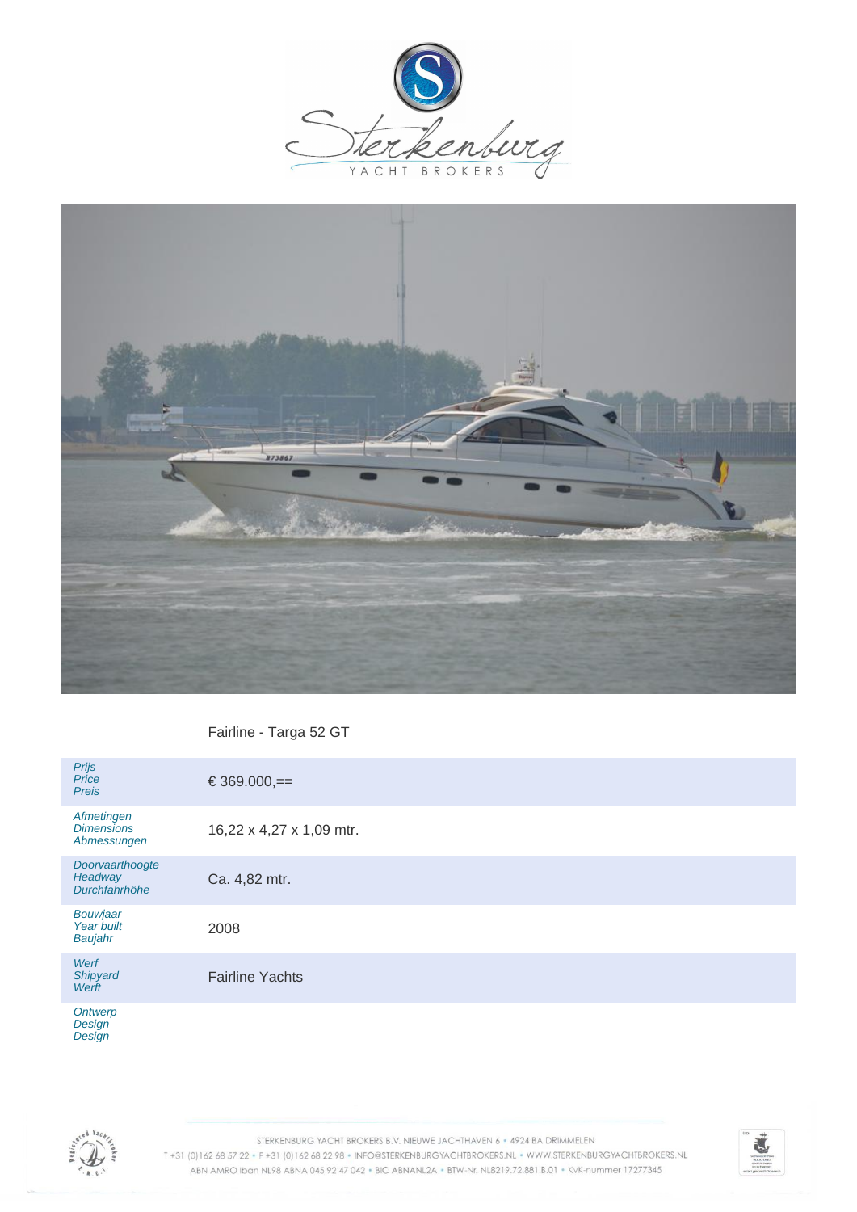Fairline - Targa 52 GT

| | |
|---|---|
| *Prijs*<br>*Price*<br>*Preis* | € 369.000,== |
| *Afmetingen*<br>*Dimensions*<br>*Abmessungen* | 16,22 x 4,27 x 1,09 mtr. |
| *Doorvaarthoogte*<br>*Headway*<br>*Durchfahrhöhe* | Ca. 4,82 mtr. |
| *Bouwjaar*<br>*Year built*<br>*Baujahr* | 2008 |
| *Werf*<br>*Shipyard*<br>*Werft* | Fairline Yachts |
| *Ontwerp*<br>*Design*<br>*Design* | |

STERKENBURG YACHT BROKERS B.V. NIEUWE JACHTHAVEN 6 • 4924 BA DRIMMELEN
T +31 (0)162 68 57 22 • F +31 (0)162 68 22 98 • INFO@STERKENBURGYACHTBROKERS.NL • WWW.STERKENBURGYACHTBROKERS.NL
ABN AMRO Iban NL98 ABNA 045 92 47 042 • BIC ABNANL2A • BTW-Nr. NL8219.72.881.B.01 • KvK-nummer 17277345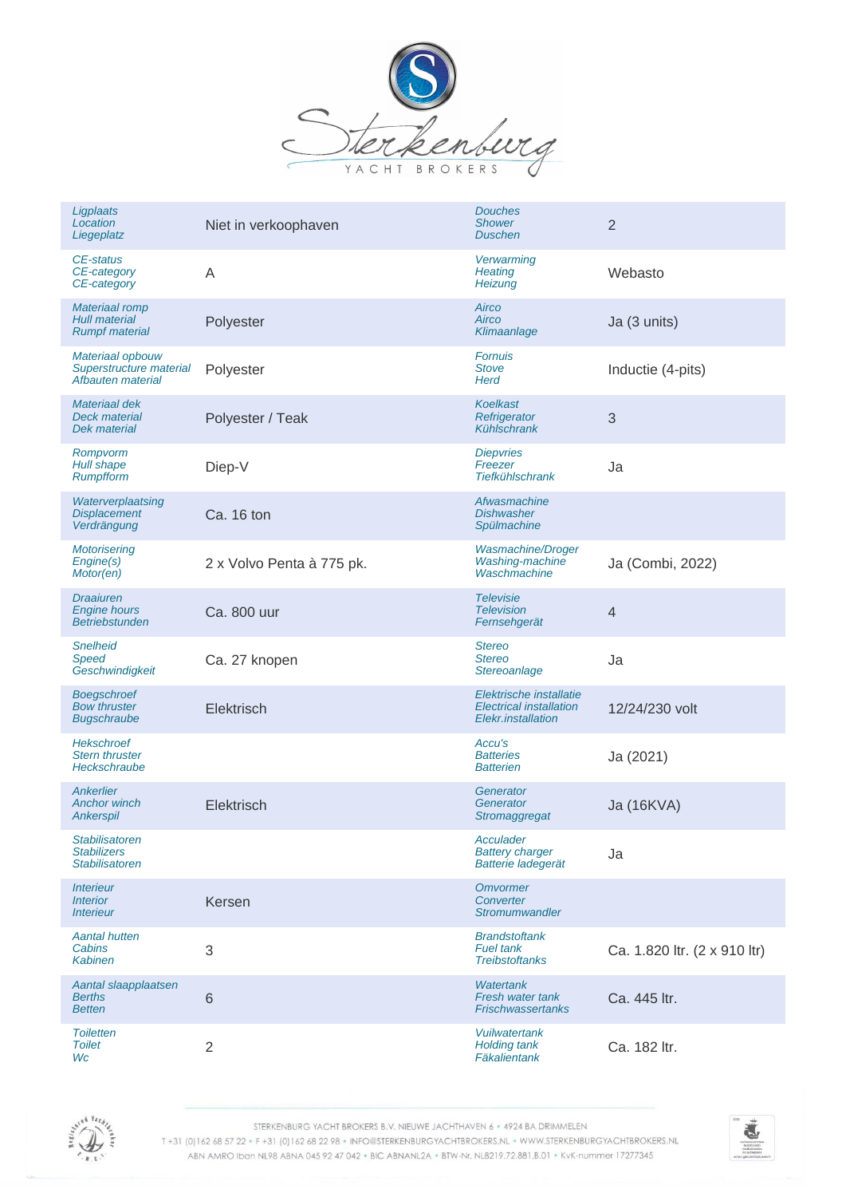| | | | |
|---|---|---|---|
| *Ligplaats*<br>*Location*<br>*Liegeplatz* | Niet in verkoophaven | *Douches*<br>*Shower*<br>*Duschen* | 2 |
| *CE-status*<br>*CE-category*<br>*CE-category* | A | *Verwarming*<br>*Heating*<br>*Heizung* | Webasto |
| *Materiaal romp*<br>*Hull material*<br>*Rumpf material* | Polyester | *Airco*<br>*Airco*<br>*Klimaanlage* | Ja (3 units) |
| *Materiaal opbouw*<br>*Superstructure material*<br>*Afbauten material* | Polyester | *Fornuis*<br>*Stove*<br>*Herd* | Inductie (4-pits) |
| *Materiaal dek*<br>*Deck material*<br>*Dek material* | Polyester / Teak | *Koelkast*<br>*Refrigerator*<br>*Kühlschrank* | 3 |
| *Rompvorm*<br>*Hull shape*<br>*Rumpfform* | Diep-V | *Diepvries*<br>*Freezer*<br>*Tiefkühlschrank* | Ja |
| *Waterverplaatsing*<br>*Displacement*<br>*Verdrängung* | Ca. 16 ton | *Afwasmachine*<br>*Dishwasher*<br>*Spülmachine* | |
| *Motorisering*<br>*Engine(s)*<br>*Motor(en)* | 2 x Volvo Penta à 775 pk. | *Wasmachine/Droger*<br>*Washing-machine*<br>*Waschmachine* | Ja (Combi, 2022) |
| *Draaiuren*<br>*Engine hours*<br>*Betriebstunden* | Ca. 800 uur | *Televisie*<br>*Television*<br>*Fernsehgerät* | 4 |
| *Snelheid*<br>*Speed*<br>*Geschwindigkeit* | Ca. 27 knopen | *Stereo*<br>*Stereo*<br>*Stereoanlage* | Ja |
| *Boegschroef*<br>*Bow thruster*<br>*Bugschraube* | Elektrisch | *Elektrische installatie*<br>*Electrical installation*<br>*Elekr.installation* | 12/24/230 volt |
| *Hekschroef*<br>*Stern thruster*<br>*Heckschraube* | | *Accu's*<br>*Batteries*<br>*Batterien* | Ja (2021) |
| *Ankerlier*<br>*Anchor winch*<br>*Ankerspil* | Elektrisch | *Generator*<br>*Generator*<br>*Stromaggregat* | Ja (16KVA) |
| *Stabilisatoren*<br>*Stabilizers*<br>*Stabilisatoren* | | *Acculader*<br>*Battery charger*<br>*Batterie ladegerät* | Ja |
| *Interieur*<br>*Interior*<br>*Interieur* | Kersen | *Omvormer*<br>*Converter*<br>*Stromumwandler* | |
| *Aantal hutten*<br>*Cabins*<br>*Kabinen* | 3 | *Brandstoftank*<br>*Fuel tank*<br>*Treibstoftanks* | Ca. 1.820 ltr. (2 x 910 ltr) |
| *Aantal slaapplaatsen*<br>*Berths*<br>*Betten* | 6 | *Watertank*<br>*Fresh water tank*<br>*Frischwassertanks* | Ca. 445 ltr. |
| *Toiletten*<br>*Toilet*<br>*Wc* | 2 | *Vuilwatertank*<br>*Holding tank*<br>*Fäkalientank* | Ca. 182 ltr. |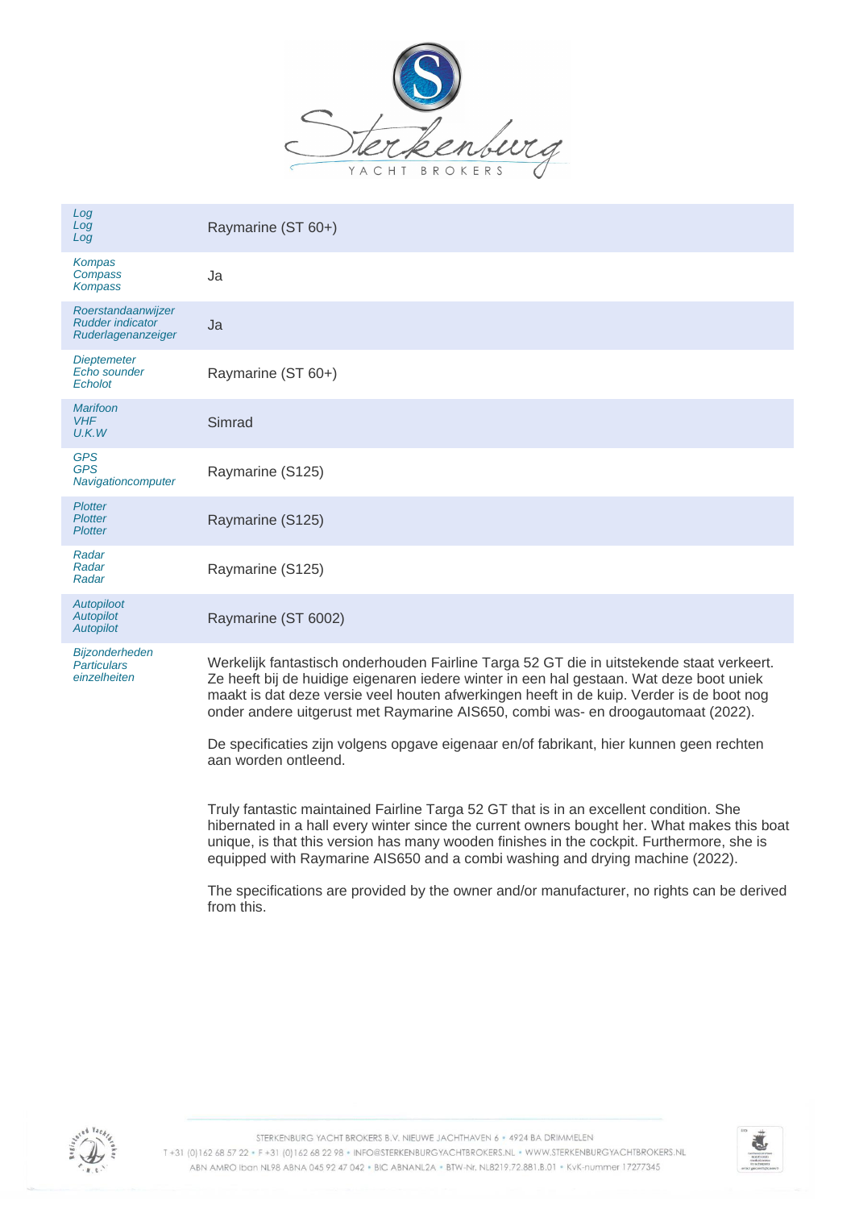| | |
|---|---|
| *Log*<br>*Log*<br>*Log* | Raymarine (ST 60+) |
| *Kompas*<br>*Compass*<br>*Kompass* | Ja |
| *Roerstandaanwijzer*<br>*Rudder indicator*<br>*Ruderlagenanzeiger* | Ja |
| *Dieptemeter*<br>*Echo sounder*<br>*Echolot* | Raymarine (ST 60+) |
| *Marifoon*<br>*VHF*<br>*U.K.W* | Simrad |
| *GPS*<br>*GPS*<br>*Navigationcomputer* | Raymarine (S125) |
| *Plotter*<br>*Plotter*<br>*Plotter* | Raymarine (S125) |
| *Radar*<br>*Radar*<br>*Radar* | Raymarine (S125) |
| *Autopiloot*<br>*Autopilot*<br>*Autopilot* | Raymarine (ST 6002) |
| *Bijzonderheden*<br>*Particulars*<br>*einzelheiten* | Werkelijk fantastisch onderhouden Fairline Targa 52 GT die in uitstekende staat verkeert. Ze heeft bij de huidige eigenaren iedere winter in een hal gestaan. Wat deze boot uniek maakt is dat deze versie veel houten afwerkingen heeft in de kuip. Verder is de boot nog onder andere uitgerust met Raymarine AIS650, combi was- en droogautomaat (2022).<br><br>De specificaties zijn volgens opgave eigenaar en/of fabrikant, hier kunnen geen rechten aan worden ontleend.<br><br>Truly fantastic maintained Fairline Targa 52 GT that is in an excellent condition. She hibernated in a hall every winter since the current owners bought her. What makes this boat unique, is that this version has many wooden finishes in the cockpit. Furthermore, she is equipped with Raymarine AIS650 and a combi washing and drying machine (2022).<br><br>The specifications are provided by the owner and/or manufacturer, no rights can be derived from this. |

STERKENBURG YACHT BROKERS B.V. NIEUWE JACHTHAVEN 6 • 4924 BA DRIMMELEN
T +31 (0)162 68 57 22 • F +31 (0)162 68 22 98 • INFO@STERKENBURGYACHTBROKERS.NL • WWW.STERKENBURGYACHTBROKERS.NL
ABN AMRO Iban NL98 ABNA 045 92 47 042 • BIC ABNANL2A • BTW-Nr. NL8219.72.881.B.01 • KvK-nummer 17277345